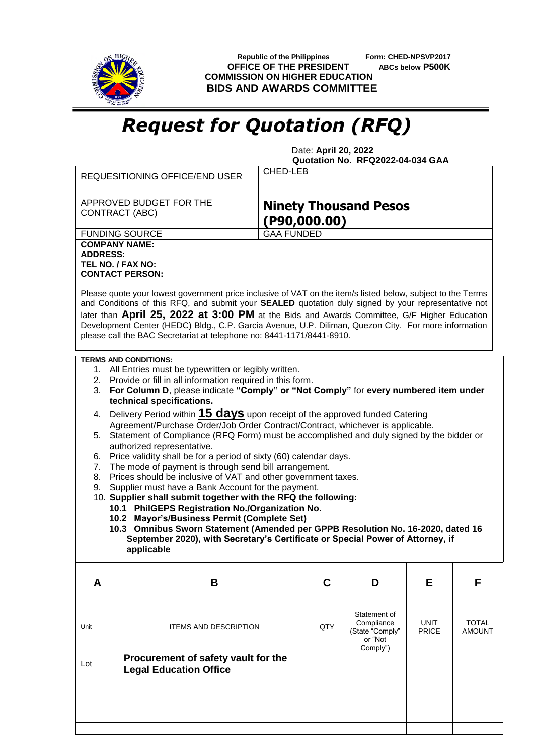**Republic of the Philippines**
**OFFICE OF THE PRESIDENT**
**COMMISSION ON HIGHER EDUCATION**
**BIDS AND AWARDS COMMITTEE**

**Form: CHED-NPSVP2017**
**ABCs below P500K**

# *Request for Quotation (RFQ)*

Date: **April 20, 2022**
**Quotation No. RFQ2022-04-034 GAA**

| REQUESITIONING OFFICE/END USER | CHED-LEB |
|---|---|
| APPROVED BUDGET FOR THE CONTRACT (ABC) | **Ninety Thousand Pesos (P90,000.00)** |
| FUNDING SOURCE | GAA FUNDED |

**COMPANY NAME:**
**ADDRESS:**
**TEL NO. / FAX NO:**
**CONTACT PERSON:**

Please quote your lowest government price inclusive of VAT on the item/s listed below, subject to the Terms and Conditions of this RFQ, and submit your **SEALED** quotation duly signed by your representative not later than **April 25, 2022 at 3:00 PM** at the Bids and Awards Committee, G/F Higher Education Development Center (HEDC) Bldg., C.P. Garcia Avenue, U.P. Diliman, Quezon City. For more information please call the BAC Secretariat at telephone no: 8441-1171/8441-8910.

**TERMS AND CONDITIONS:**

1. All Entries must be typewritten or legibly written.
2. Provide or fill in all information required in this form.
3. **For Column D**, please indicate **"Comply" or "Not Comply"** for **every numbered item under technical specifications.**
4. Delivery Period within **15 days** upon receipt of the approved funded Catering Agreement/Purchase Order/Job Order Contract/Contract, whichever is applicable.
5. Statement of Compliance (RFQ Form) must be accomplished and duly signed by the bidder or authorized representative.
6. Price validity shall be for a period of sixty (60) calendar days.
7. The mode of payment is through send bill arrangement.
8. Prices should be inclusive of VAT and other government taxes.
9. Supplier must have a Bank Account for the payment.
10. **Supplier shall submit together with the RFQ the following:**
    - **10.1 PhilGEPS Registration No./Organization No.**
    - **10.2 Mayor's/Business Permit (Complete Set)**
    - **10.3 Omnibus Sworn Statement (Amended per GPPB Resolution No. 16-2020, dated 16 September 2020), with Secretary's Certificate or Special Power of Attorney, if applicable**

| A | B | C | D | E | F |
|---|---|---|---|---|---|
| Unit | ITEMS AND DESCRIPTION | QTY | Statement of Compliance (State "Comply" or "Not Comply") | UNIT PRICE | TOTAL AMOUNT |
| Lot | **Procurement of safety vault for the Legal Education Office** | | | | |
| | | | | | |
| | | | | | |
| | | | | | |
| | | | | | |
| | | | | | |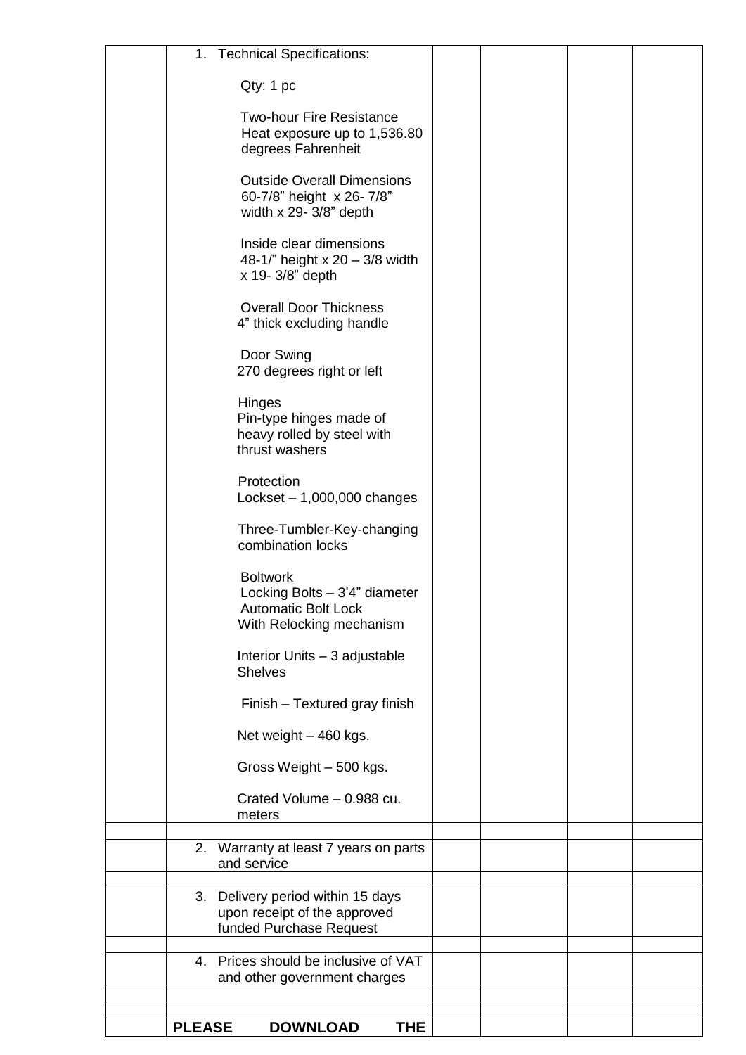| | | | | | |
|---|---|---|---|---|---|
| | 1. Technical Specifications:<br><br>Qty: 1 pc<br><br>Two-hour Fire Resistance<br>Heat exposure up to 1,536.80 degrees Fahrenheit<br><br>Outside Overall Dimensions<br>60-7/8" height x 26- 7/8" width x 29- 3/8" depth<br><br>Inside clear dimensions<br>48-1/" height x 20 – 3/8 width x 19- 3/8" depth<br><br>Overall Door Thickness<br>4" thick excluding handle<br><br>Door Swing<br>270 degrees right or left<br><br>Hinges<br>Pin-type hinges made of heavy rolled by steel with thrust washers<br><br>Protection<br>Lockset – 1,000,000 changes<br><br>Three-Tumbler-Key-changing combination locks<br><br>Boltwork<br>Locking Bolts – 3'4" diameter<br>Automatic Bolt Lock<br>With Relocking mechanism<br><br>Interior Units – 3 adjustable Shelves<br><br>Finish – Textured gray finish<br><br>Net weight – 460 kgs.<br><br>Gross Weight – 500 kgs.<br><br>Crated Volume – 0.988 cu. meters | | | | |
| | | | | | |
| | 2. Warranty at least 7 years on parts and service | | | | |
| | | | | | |
| | 3. Delivery period within 15 days upon receipt of the approved funded Purchase Request | | | | |
| | | | | | |
| | 4. Prices should be inclusive of VAT and other government charges | | | | |
| | | | | | |
| | | | | | |
| | **PLEASE DOWNLOAD THE** | | | | |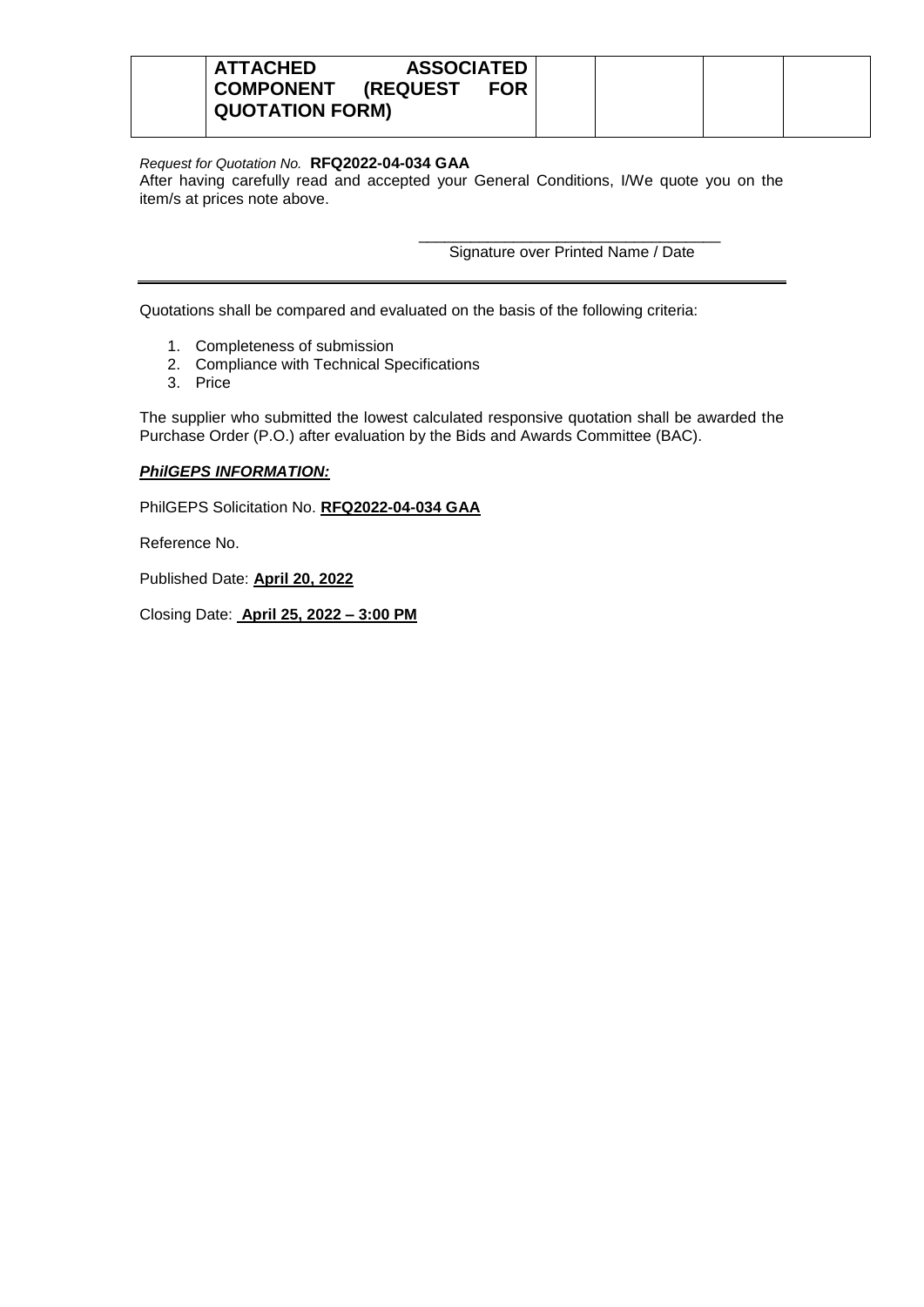| | | | | |
|---|---|---|---|---|
| | **ATTACHED ASSOCIATED COMPONENT (REQUEST FOR QUOTATION FORM)** | | | |

*Request for Quotation No.* **RFQ2022-04-034 GAA**

After having carefully read and accepted your General Conditions, I/We quote you on the item/s at prices note above.

\_\_\_\_\_\_\_\_\_\_\_\_\_\_\_\_\_\_\_\_\_\_\_\_\_\_\_\_\_\_\_\_\_\_\_\_

Signature over Printed Name / Date

---

Quotations shall be compared and evaluated on the basis of the following criteria:

1. Completeness of submission
2. Compliance with Technical Specifications
3. Price

The supplier who submitted the lowest calculated responsive quotation shall be awarded the Purchase Order (P.O.) after evaluation by the Bids and Awards Committee (BAC).

***PhilGEPS INFORMATION:***

PhilGEPS Solicitation No. **RFQ2022-04-034 GAA**

Reference No.

Published Date: **April 20, 2022**

Closing Date: **April 25, 2022 – 3:00 PM**